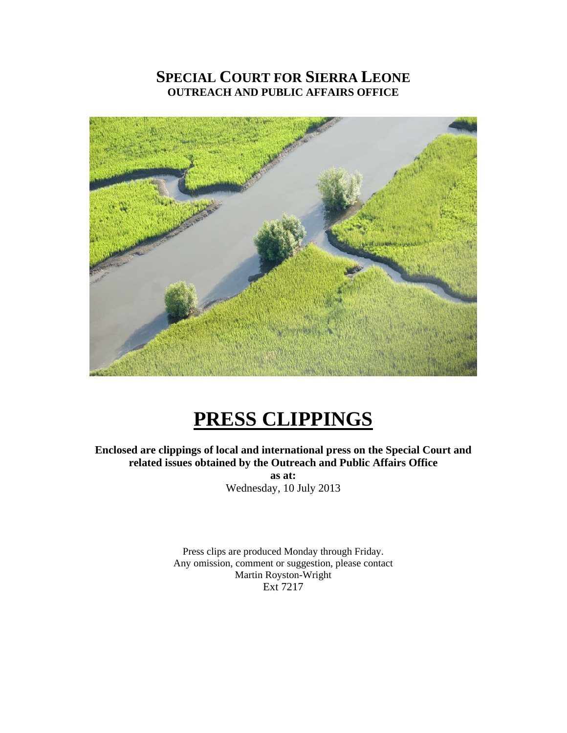# SPECIAL COURT FOR SIERRA LEONE
## OUTREACH AND PUBLIC AFFAIRS OFFICE

# PRESS CLIPPINGS

**Enclosed are clippings of local and international press on the Special Court and related issues obtained by the Outreach and Public Affairs Office**

**as at:**

Wednesday, 10 July 2013

Press clips are produced Monday through Friday.
Any omission, comment or suggestion, please contact
Martin Royston-Wright
Ext 7217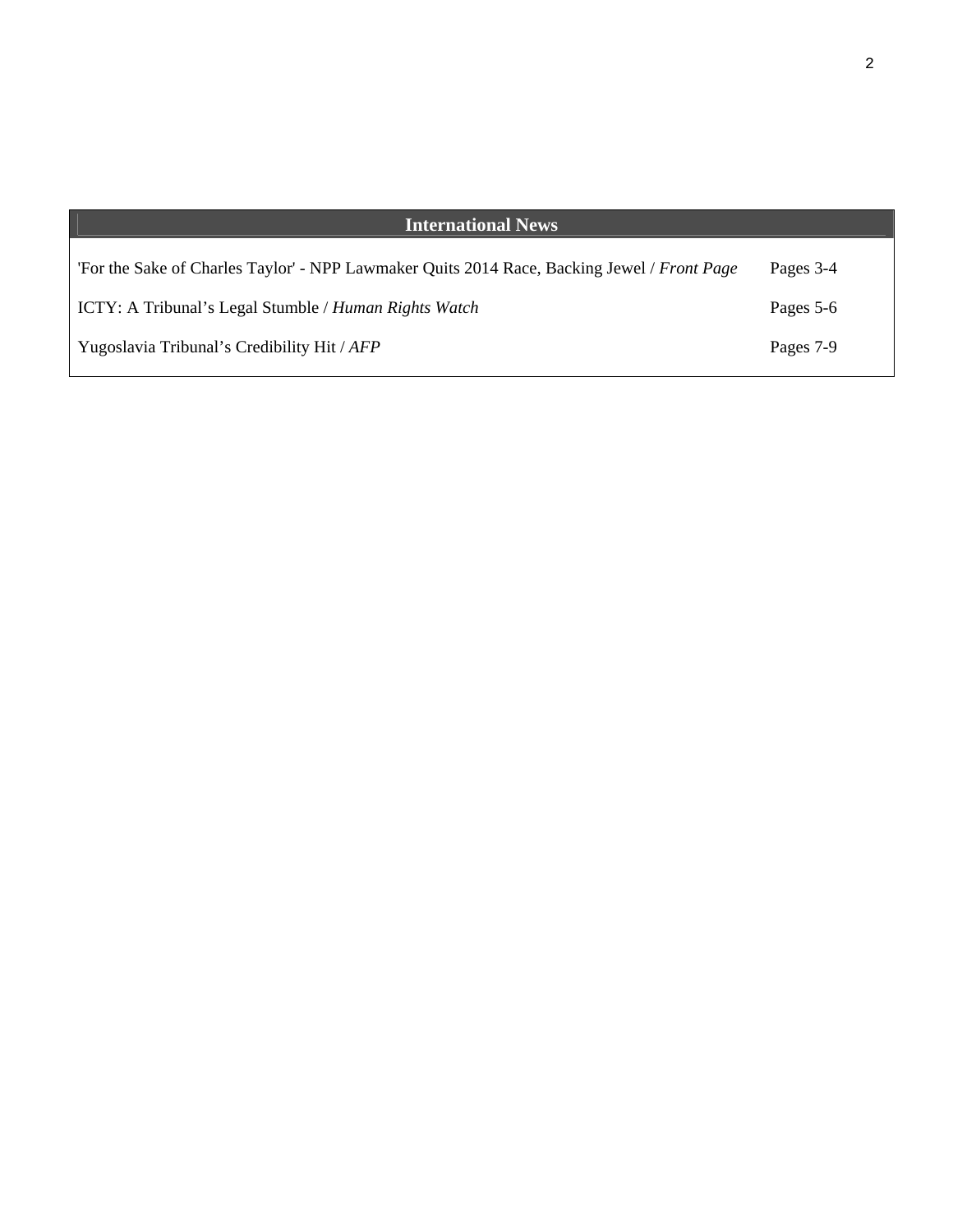| International News | |
|---|---|
| 'For the Sake of Charles Taylor' - NPP Lawmaker Quits 2014 Race, Backing Jewel / *Front Page* | Pages 3-4 |
| ICTY: A Tribunal's Legal Stumble / *Human Rights Watch* | Pages 5-6 |
| Yugoslavia Tribunal's Credibility Hit / *AFP* | Pages 7-9 |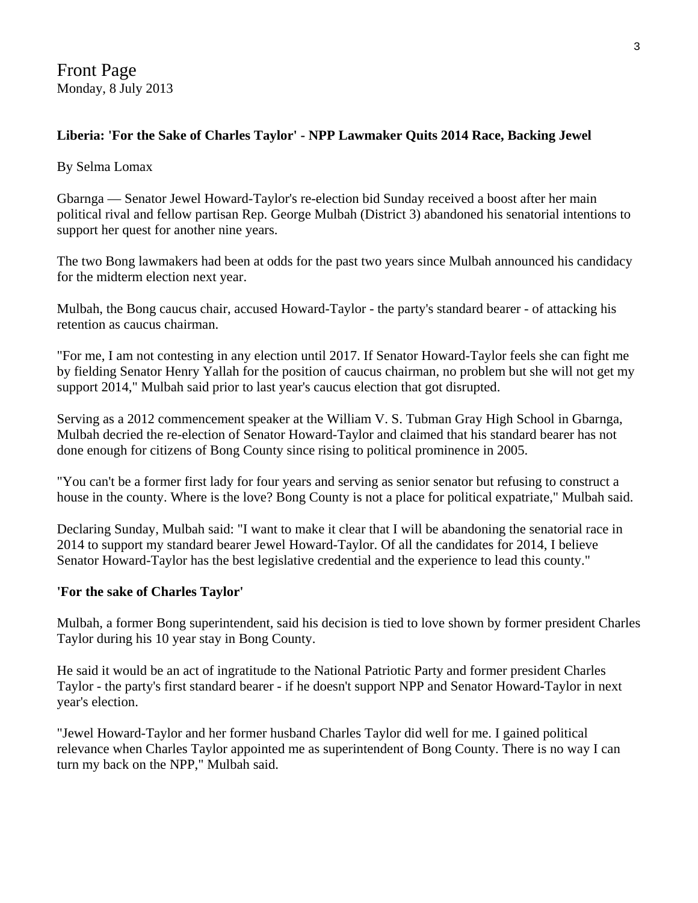# Front Page
Monday, 8 July 2013

## Liberia: 'For the Sake of Charles Taylor' - NPP Lawmaker Quits 2014 Race, Backing Jewel

By Selma Lomax

Gbarnga — Senator Jewel Howard-Taylor's re-election bid Sunday received a boost after her main political rival and fellow partisan Rep. George Mulbah (District 3) abandoned his senatorial intentions to support her quest for another nine years.

The two Bong lawmakers had been at odds for the past two years since Mulbah announced his candidacy for the midterm election next year.

Mulbah, the Bong caucus chair, accused Howard-Taylor - the party's standard bearer - of attacking his retention as caucus chairman.

"For me, I am not contesting in any election until 2017. If Senator Howard-Taylor feels she can fight me by fielding Senator Henry Yallah for the position of caucus chairman, no problem but she will not get my support 2014," Mulbah said prior to last year's caucus election that got disrupted.

Serving as a 2012 commencement speaker at the William V. S. Tubman Gray High School in Gbarnga, Mulbah decried the re-election of Senator Howard-Taylor and claimed that his standard bearer has not done enough for citizens of Bong County since rising to political prominence in 2005.

"You can't be a former first lady for four years and serving as senior senator but refusing to construct a house in the county. Where is the love? Bong County is not a place for political expatriate," Mulbah said.

Declaring Sunday, Mulbah said: "I want to make it clear that I will be abandoning the senatorial race in 2014 to support my standard bearer Jewel Howard-Taylor. Of all the candidates for 2014, I believe Senator Howard-Taylor has the best legislative credential and the experience to lead this county."

### 'For the sake of Charles Taylor'

Mulbah, a former Bong superintendent, said his decision is tied to love shown by former president Charles Taylor during his 10 year stay in Bong County.

He said it would be an act of ingratitude to the National Patriotic Party and former president Charles Taylor - the party's first standard bearer - if he doesn't support NPP and Senator Howard-Taylor in next year's election.

"Jewel Howard-Taylor and her former husband Charles Taylor did well for me. I gained political relevance when Charles Taylor appointed me as superintendent of Bong County. There is no way I can turn my back on the NPP," Mulbah said.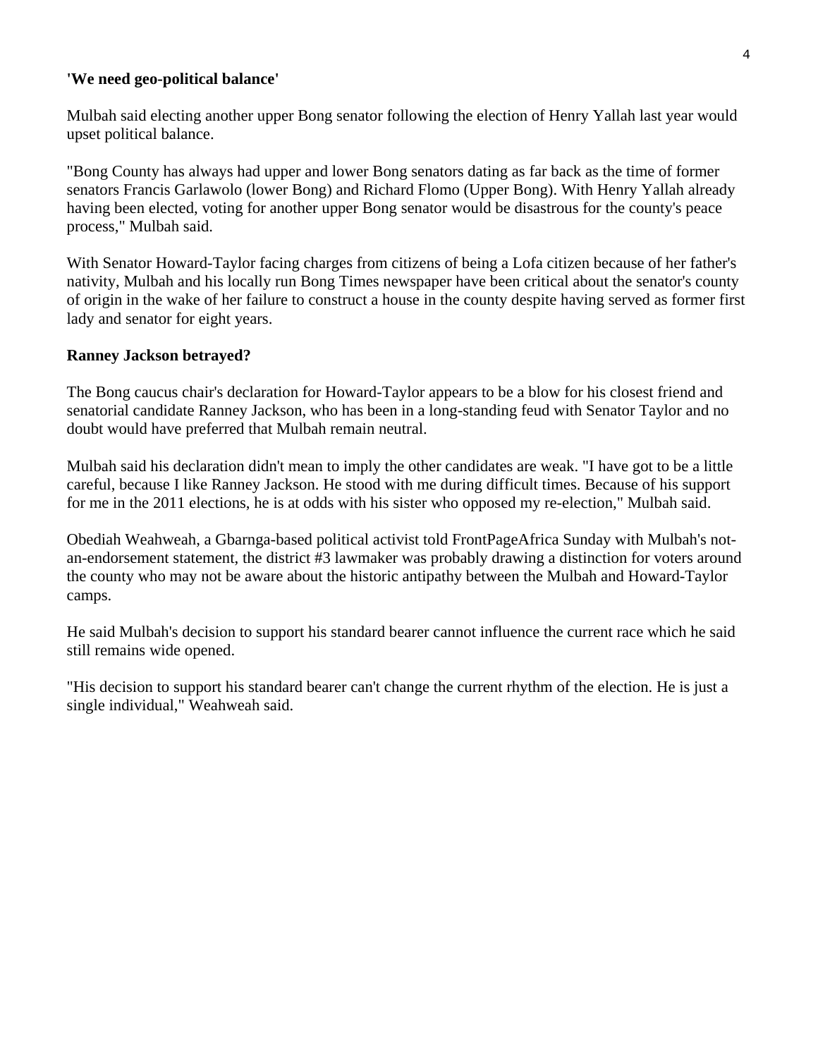**'We need geo-political balance'**

Mulbah said electing another upper Bong senator following the election of Henry Yallah last year would upset political balance.

"Bong County has always had upper and lower Bong senators dating as far back as the time of former senators Francis Garlawolo (lower Bong) and Richard Flomo (Upper Bong). With Henry Yallah already having been elected, voting for another upper Bong senator would be disastrous for the county's peace process," Mulbah said.

With Senator Howard-Taylor facing charges from citizens of being a Lofa citizen because of her father's nativity, Mulbah and his locally run Bong Times newspaper have been critical about the senator's county of origin in the wake of her failure to construct a house in the county despite having served as former first lady and senator for eight years.

**Ranney Jackson betrayed?**

The Bong caucus chair's declaration for Howard-Taylor appears to be a blow for his closest friend and senatorial candidate Ranney Jackson, who has been in a long-standing feud with Senator Taylor and no doubt would have preferred that Mulbah remain neutral.

Mulbah said his declaration didn't mean to imply the other candidates are weak. "I have got to be a little careful, because I like Ranney Jackson. He stood with me during difficult times. Because of his support for me in the 2011 elections, he is at odds with his sister who opposed my re-election," Mulbah said.

Obediah Weahweah, a Gbarnga-based political activist told FrontPageAfrica Sunday with Mulbah's not-an-endorsement statement, the district #3 lawmaker was probably drawing a distinction for voters around the county who may not be aware about the historic antipathy between the Mulbah and Howard-Taylor camps.

He said Mulbah's decision to support his standard bearer cannot influence the current race which he said still remains wide opened.

"His decision to support his standard bearer can't change the current rhythm of the election. He is just a single individual," Weahweah said.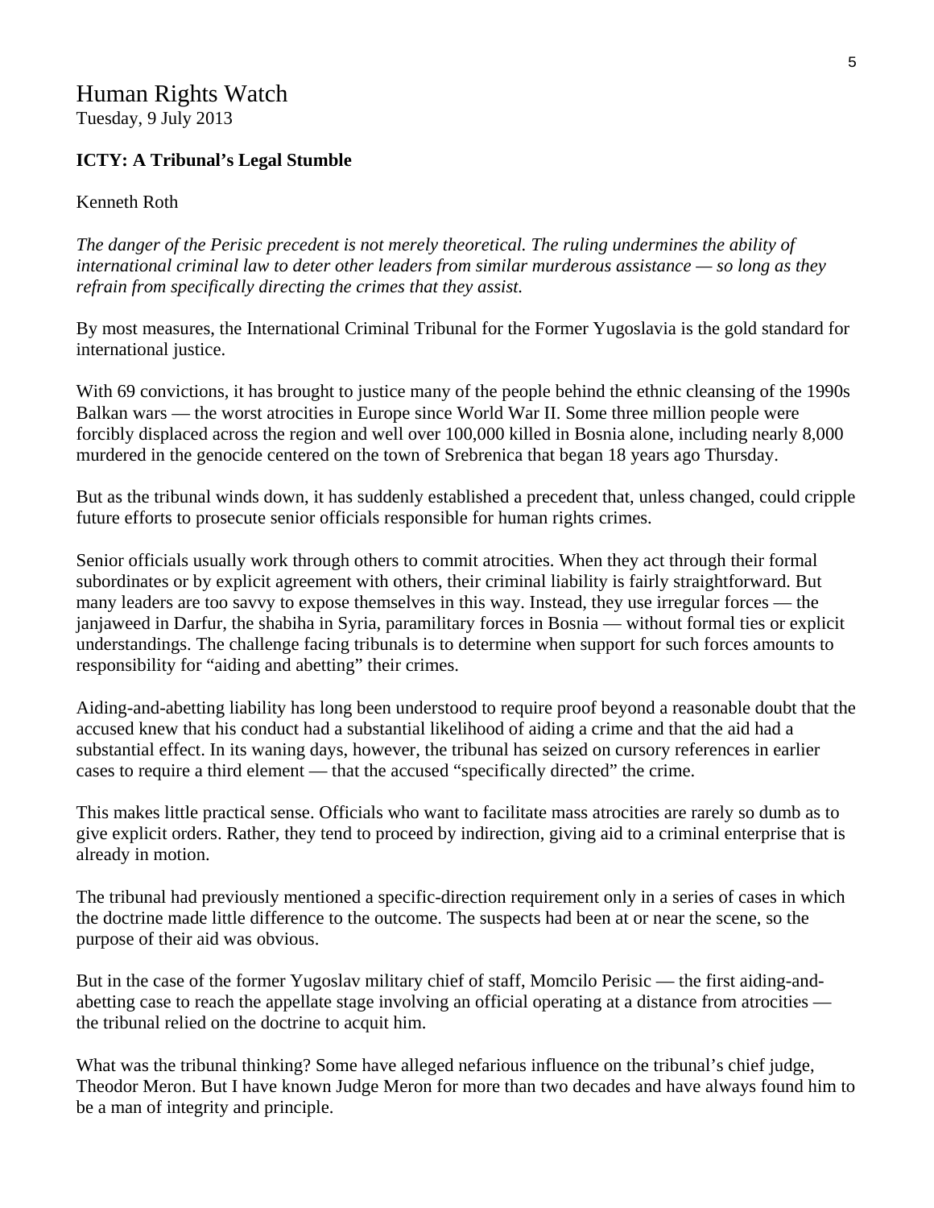# Human Rights Watch

Tuesday, 9 July 2013

**ICTY: A Tribunal's Legal Stumble**

Kenneth Roth

*The danger of the Perisic precedent is not merely theoretical. The ruling undermines the ability of international criminal law to deter other leaders from similar murderous assistance — so long as they refrain from specifically directing the crimes that they assist.*

By most measures, the International Criminal Tribunal for the Former Yugoslavia is the gold standard for international justice.

With 69 convictions, it has brought to justice many of the people behind the ethnic cleansing of the 1990s Balkan wars — the worst atrocities in Europe since World War II. Some three million people were forcibly displaced across the region and well over 100,000 killed in Bosnia alone, including nearly 8,000 murdered in the genocide centered on the town of Srebrenica that began 18 years ago Thursday.

But as the tribunal winds down, it has suddenly established a precedent that, unless changed, could cripple future efforts to prosecute senior officials responsible for human rights crimes.

Senior officials usually work through others to commit atrocities. When they act through their formal subordinates or by explicit agreement with others, their criminal liability is fairly straightforward. But many leaders are too savvy to expose themselves in this way. Instead, they use irregular forces — the janjaweed in Darfur, the shabiha in Syria, paramilitary forces in Bosnia — without formal ties or explicit understandings. The challenge facing tribunals is to determine when support for such forces amounts to responsibility for "aiding and abetting" their crimes.

Aiding-and-abetting liability has long been understood to require proof beyond a reasonable doubt that the accused knew that his conduct had a substantial likelihood of aiding a crime and that the aid had a substantial effect. In its waning days, however, the tribunal has seized on cursory references in earlier cases to require a third element — that the accused "specifically directed" the crime.

This makes little practical sense. Officials who want to facilitate mass atrocities are rarely so dumb as to give explicit orders. Rather, they tend to proceed by indirection, giving aid to a criminal enterprise that is already in motion.

The tribunal had previously mentioned a specific-direction requirement only in a series of cases in which the doctrine made little difference to the outcome. The suspects had been at or near the scene, so the purpose of their aid was obvious.

But in the case of the former Yugoslav military chief of staff, Momcilo Perisic — the first aiding-and-abetting case to reach the appellate stage involving an official operating at a distance from atrocities — the tribunal relied on the doctrine to acquit him.

What was the tribunal thinking? Some have alleged nefarious influence on the tribunal's chief judge, Theodor Meron. But I have known Judge Meron for more than two decades and have always found him to be a man of integrity and principle.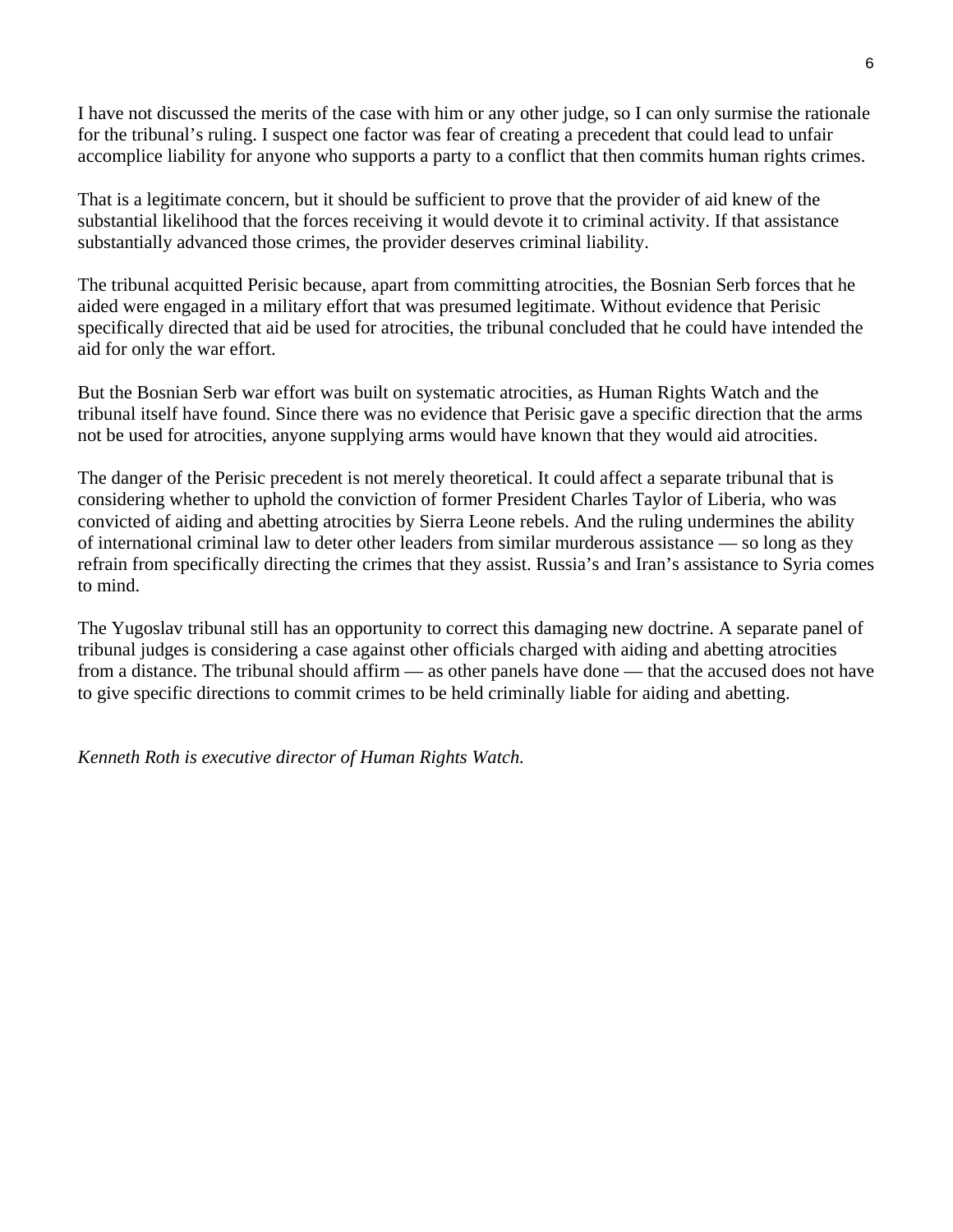I have not discussed the merits of the case with him or any other judge, so I can only surmise the rationale for the tribunal's ruling. I suspect one factor was fear of creating a precedent that could lead to unfair accomplice liability for anyone who supports a party to a conflict that then commits human rights crimes.

That is a legitimate concern, but it should be sufficient to prove that the provider of aid knew of the substantial likelihood that the forces receiving it would devote it to criminal activity. If that assistance substantially advanced those crimes, the provider deserves criminal liability.

The tribunal acquitted Perisic because, apart from committing atrocities, the Bosnian Serb forces that he aided were engaged in a military effort that was presumed legitimate. Without evidence that Perisic specifically directed that aid be used for atrocities, the tribunal concluded that he could have intended the aid for only the war effort.

But the Bosnian Serb war effort was built on systematic atrocities, as Human Rights Watch and the tribunal itself have found. Since there was no evidence that Perisic gave a specific direction that the arms not be used for atrocities, anyone supplying arms would have known that they would aid atrocities.

The danger of the Perisic precedent is not merely theoretical. It could affect a separate tribunal that is considering whether to uphold the conviction of former President Charles Taylor of Liberia, who was convicted of aiding and abetting atrocities by Sierra Leone rebels. And the ruling undermines the ability of international criminal law to deter other leaders from similar murderous assistance — so long as they refrain from specifically directing the crimes that they assist. Russia's and Iran's assistance to Syria comes to mind.

The Yugoslav tribunal still has an opportunity to correct this damaging new doctrine. A separate panel of tribunal judges is considering a case against other officials charged with aiding and abetting atrocities from a distance. The tribunal should affirm — as other panels have done — that the accused does not have to give specific directions to commit crimes to be held criminally liable for aiding and abetting.

*Kenneth Roth is executive director of Human Rights Watch.*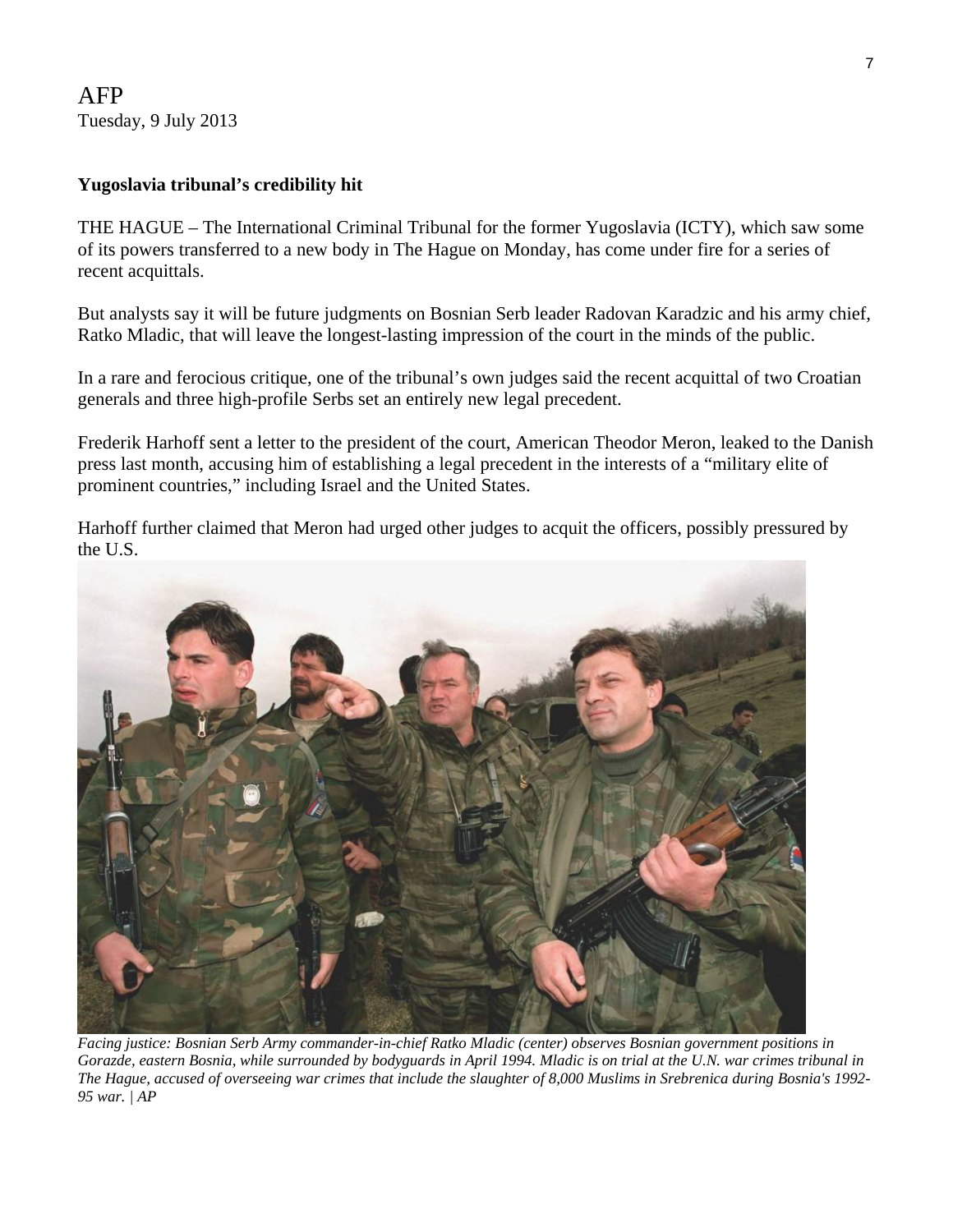AFP
Tuesday, 9 July 2013

**Yugoslavia tribunal's credibility hit**

THE HAGUE – The International Criminal Tribunal for the former Yugoslavia (ICTY), which saw some of its powers transferred to a new body in The Hague on Monday, has come under fire for a series of recent acquittals.

But analysts say it will be future judgments on Bosnian Serb leader Radovan Karadzic and his army chief, Ratko Mladic, that will leave the longest-lasting impression of the court in the minds of the public.

In a rare and ferocious critique, one of the tribunal's own judges said the recent acquittal of two Croatian generals and three high-profile Serbs set an entirely new legal precedent.

Frederik Harhoff sent a letter to the president of the court, American Theodor Meron, leaked to the Danish press last month, accusing him of establishing a legal precedent in the interests of a "military elite of prominent countries," including Israel and the United States.

Harhoff further claimed that Meron had urged other judges to acquit the officers, possibly pressured by the U.S.

*Facing justice: Bosnian Serb Army commander-in-chief Ratko Mladic (center) observes Bosnian government positions in Gorazde, eastern Bosnia, while surrounded by bodyguards in April 1994. Mladic is on trial at the U.N. war crimes tribunal in The Hague, accused of overseeing war crimes that include the slaughter of 8,000 Muslims in Srebrenica during Bosnia's 1992-95 war. | AP*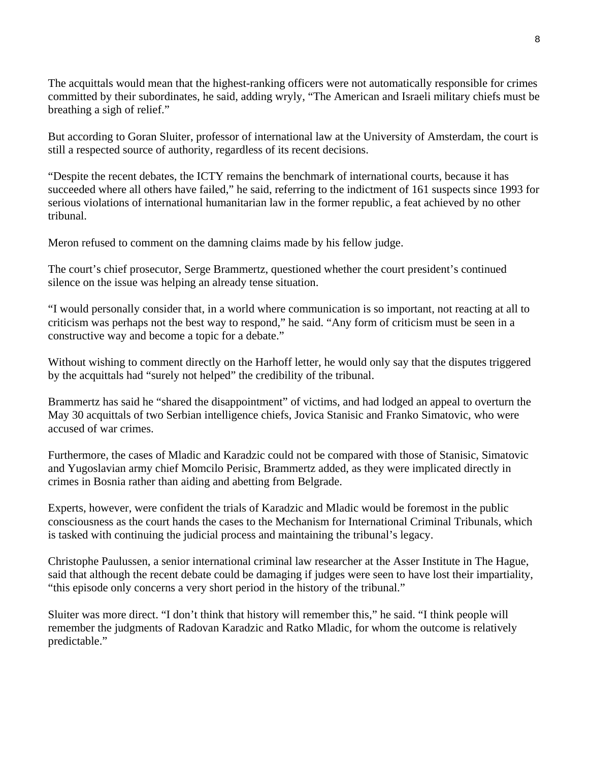The acquittals would mean that the highest-ranking officers were not automatically responsible for crimes committed by their subordinates, he said, adding wryly, "The American and Israeli military chiefs must be breathing a sigh of relief."

But according to Goran Sluiter, professor of international law at the University of Amsterdam, the court is still a respected source of authority, regardless of its recent decisions.

"Despite the recent debates, the ICTY remains the benchmark of international courts, because it has succeeded where all others have failed," he said, referring to the indictment of 161 suspects since 1993 for serious violations of international humanitarian law in the former republic, a feat achieved by no other tribunal.

Meron refused to comment on the damning claims made by his fellow judge.

The court's chief prosecutor, Serge Brammertz, questioned whether the court president's continued silence on the issue was helping an already tense situation.

"I would personally consider that, in a world where communication is so important, not reacting at all to criticism was perhaps not the best way to respond," he said. "Any form of criticism must be seen in a constructive way and become a topic for a debate."

Without wishing to comment directly on the Harhoff letter, he would only say that the disputes triggered by the acquittals had "surely not helped" the credibility of the tribunal.

Brammertz has said he "shared the disappointment" of victims, and had lodged an appeal to overturn the May 30 acquittals of two Serbian intelligence chiefs, Jovica Stanisic and Franko Simatovic, who were accused of war crimes.

Furthermore, the cases of Mladic and Karadzic could not be compared with those of Stanisic, Simatovic and Yugoslavian army chief Momcilo Perisic, Brammertz added, as they were implicated directly in crimes in Bosnia rather than aiding and abetting from Belgrade.

Experts, however, were confident the trials of Karadzic and Mladic would be foremost in the public consciousness as the court hands the cases to the Mechanism for International Criminal Tribunals, which is tasked with continuing the judicial process and maintaining the tribunal's legacy.

Christophe Paulussen, a senior international criminal law researcher at the Asser Institute in The Hague, said that although the recent debate could be damaging if judges were seen to have lost their impartiality, "this episode only concerns a very short period in the history of the tribunal."

Sluiter was more direct. "I don't think that history will remember this," he said. "I think people will remember the judgments of Radovan Karadzic and Ratko Mladic, for whom the outcome is relatively predictable."